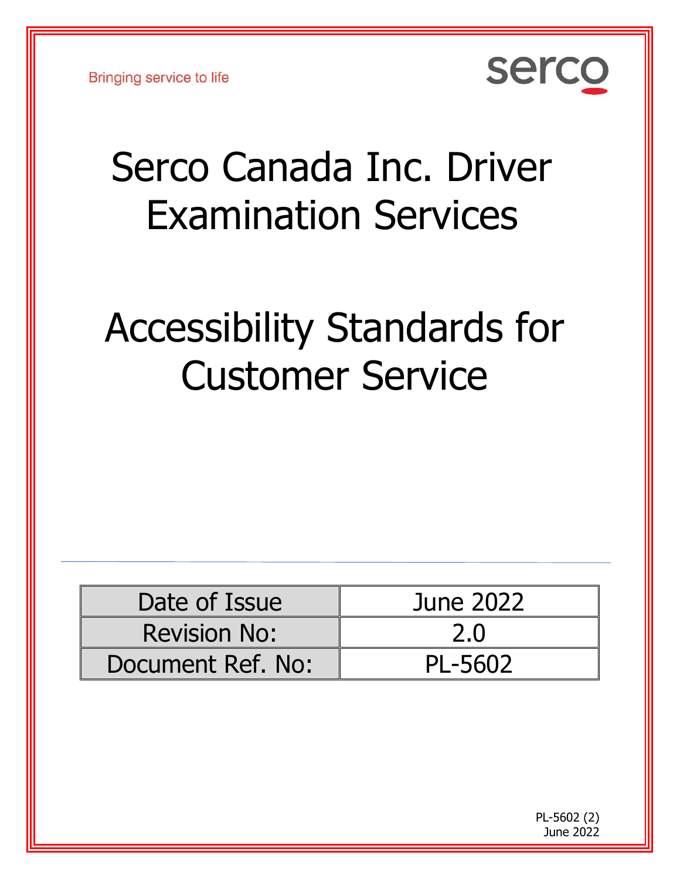Bringing service to life

serco

# Serco Canada Inc. Driver Examination Services

# Accessibility Standards for Customer Service

| Date of Issue | June 2022 |
|---|---|
| Revision No: | 2.0 |
| Document Ref. No: | PL-5602 |

PL-5602 (2)
June 2022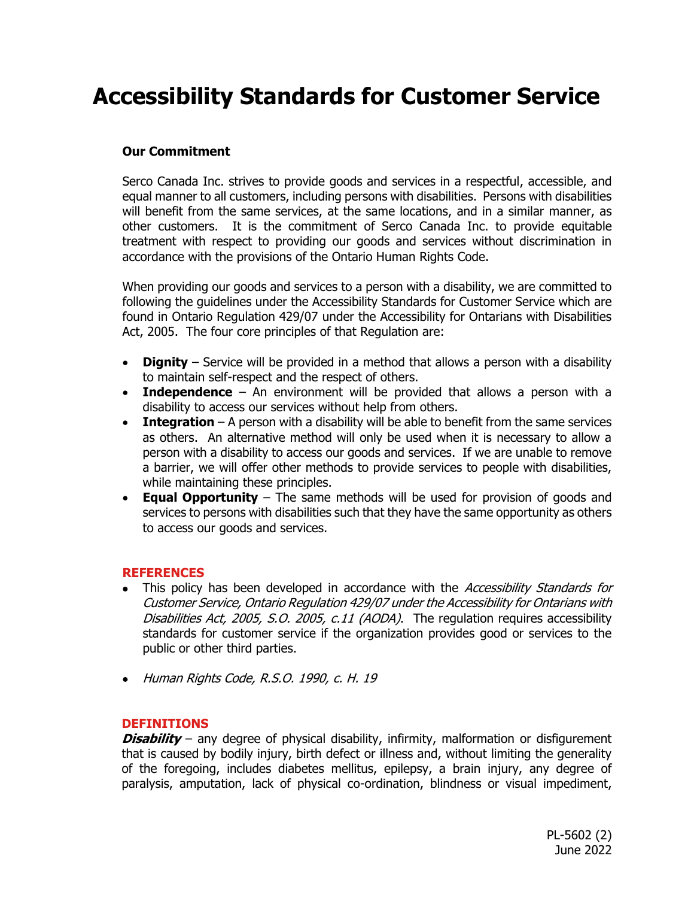# Accessibility Standards for Customer Service

**Our Commitment**

Serco Canada Inc. strives to provide goods and services in a respectful, accessible, and equal manner to all customers, including persons with disabilities. Persons with disabilities will benefit from the same services, at the same locations, and in a similar manner, as other customers. It is the commitment of Serco Canada Inc. to provide equitable treatment with respect to providing our goods and services without discrimination in accordance with the provisions of the Ontario Human Rights Code.

When providing our goods and services to a person with a disability, we are committed to following the guidelines under the Accessibility Standards for Customer Service which are found in Ontario Regulation 429/07 under the Accessibility for Ontarians with Disabilities Act, 2005. The four core principles of that Regulation are:

- **Dignity** – Service will be provided in a method that allows a person with a disability to maintain self-respect and the respect of others.
- **Independence** – An environment will be provided that allows a person with a disability to access our services without help from others.
- **Integration** – A person with a disability will be able to benefit from the same services as others. An alternative method will only be used when it is necessary to allow a person with a disability to access our goods and services. If we are unable to remove a barrier, we will offer other methods to provide services to people with disabilities, while maintaining these principles.
- **Equal Opportunity** – The same methods will be used for provision of goods and services to persons with disabilities such that they have the same opportunity as others to access our goods and services.

## REFERENCES

- This policy has been developed in accordance with the *Accessibility Standards for Customer Service, Ontario Regulation 429/07 under the Accessibility for Ontarians with Disabilities Act, 2005, S.O. 2005, c.11 (AODA)*. The regulation requires accessibility standards for customer service if the organization provides good or services to the public or other third parties.

- *Human Rights Code, R.S.O. 1990, c. H. 19*

## DEFINITIONS

***Disability*** – any degree of physical disability, infirmity, malformation or disfigurement that is caused by bodily injury, birth defect or illness and, without limiting the generality of the foregoing, includes diabetes mellitus, epilepsy, a brain injury, any degree of paralysis, amputation, lack of physical co-ordination, blindness or visual impediment,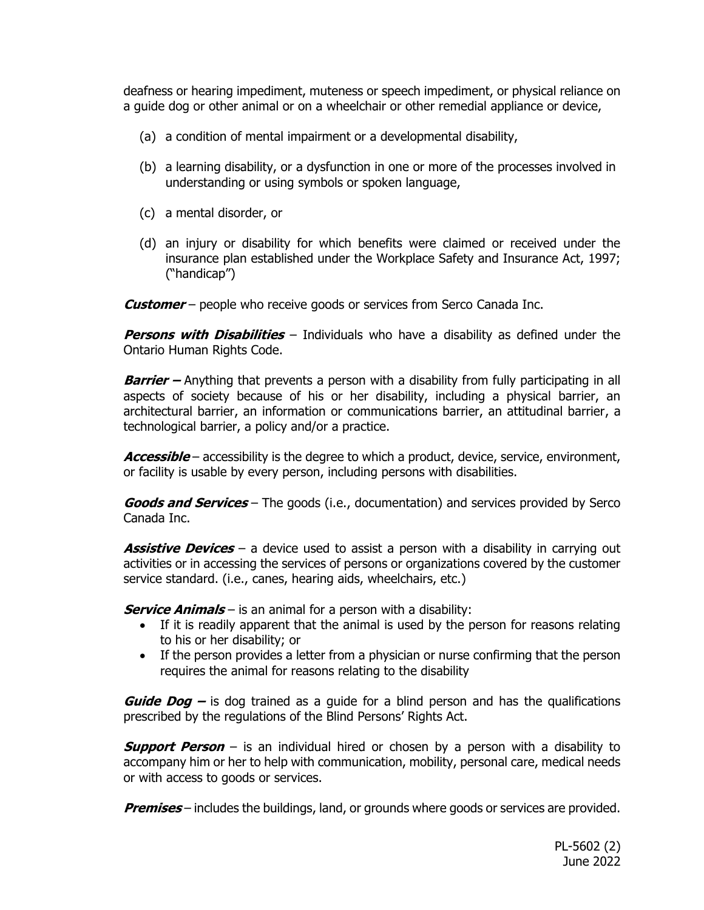deafness or hearing impediment, muteness or speech impediment, or physical reliance on a guide dog or other animal or on a wheelchair or other remedial appliance or device,

(a) a condition of mental impairment or a developmental disability,

(b) a learning disability, or a dysfunction in one or more of the processes involved in understanding or using symbols or spoken language,

(c) a mental disorder, or

(d) an injury or disability for which benefits were claimed or received under the insurance plan established under the Workplace Safety and Insurance Act, 1997; ("handicap")

***Customer*** – people who receive goods or services from Serco Canada Inc.

***Persons with Disabilities*** – Individuals who have a disability as defined under the Ontario Human Rights Code.

***Barrier –*** Anything that prevents a person with a disability from fully participating in all aspects of society because of his or her disability, including a physical barrier, an architectural barrier, an information or communications barrier, an attitudinal barrier, a technological barrier, a policy and/or a practice.

***Accessible*** – accessibility is the degree to which a product, device, service, environment, or facility is usable by every person, including persons with disabilities.

***Goods and Services*** – The goods (i.e., documentation) and services provided by Serco Canada Inc.

***Assistive Devices*** – a device used to assist a person with a disability in carrying out activities or in accessing the services of persons or organizations covered by the customer service standard. (i.e., canes, hearing aids, wheelchairs, etc.)

***Service Animals*** – is an animal for a person with a disability:

- If it is readily apparent that the animal is used by the person for reasons relating to his or her disability; or
- If the person provides a letter from a physician or nurse confirming that the person requires the animal for reasons relating to the disability

***Guide Dog –*** is dog trained as a guide for a blind person and has the qualifications prescribed by the regulations of the Blind Persons' Rights Act.

***Support Person*** – is an individual hired or chosen by a person with a disability to accompany him or her to help with communication, mobility, personal care, medical needs or with access to goods or services.

***Premises*** – includes the buildings, land, or grounds where goods or services are provided.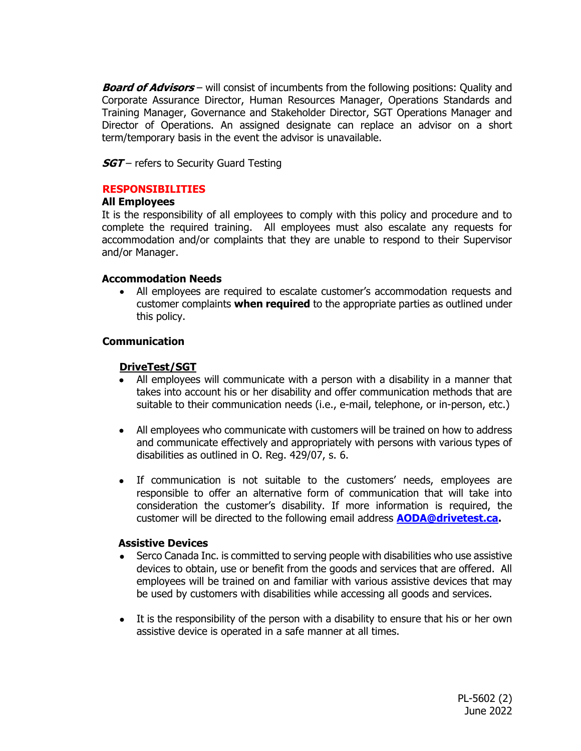***Board of Advisors*** – will consist of incumbents from the following positions: Quality and Corporate Assurance Director, Human Resources Manager, Operations Standards and Training Manager, Governance and Stakeholder Director, SGT Operations Manager and Director of Operations. An assigned designate can replace an advisor on a short term/temporary basis in the event the advisor is unavailable.

***SGT*** – refers to Security Guard Testing

## RESPONSIBILITIES

### All Employees

It is the responsibility of all employees to comply with this policy and procedure and to complete the required training. All employees must also escalate any requests for accommodation and/or complaints that they are unable to respond to their Supervisor and/or Manager.

### Accommodation Needs

- All employees are required to escalate customer's accommodation requests and customer complaints **when required** to the appropriate parties as outlined under this policy.

### Communication

#### DriveTest/SGT

- All employees will communicate with a person with a disability in a manner that takes into account his or her disability and offer communication methods that are suitable to their communication needs (i.e., e-mail, telephone, or in-person, etc.)
- All employees who communicate with customers will be trained on how to address and communicate effectively and appropriately with persons with various types of disabilities as outlined in O. Reg. 429/07, s. 6.
- If communication is not suitable to the customers' needs, employees are responsible to offer an alternative form of communication that will take into consideration the customer's disability. If more information is required, the customer will be directed to the following email address **AODA@drivetest.ca.**

### Assistive Devices

- Serco Canada Inc. is committed to serving people with disabilities who use assistive devices to obtain, use or benefit from the goods and services that are offered. All employees will be trained on and familiar with various assistive devices that may be used by customers with disabilities while accessing all goods and services.
- It is the responsibility of the person with a disability to ensure that his or her own assistive device is operated in a safe manner at all times.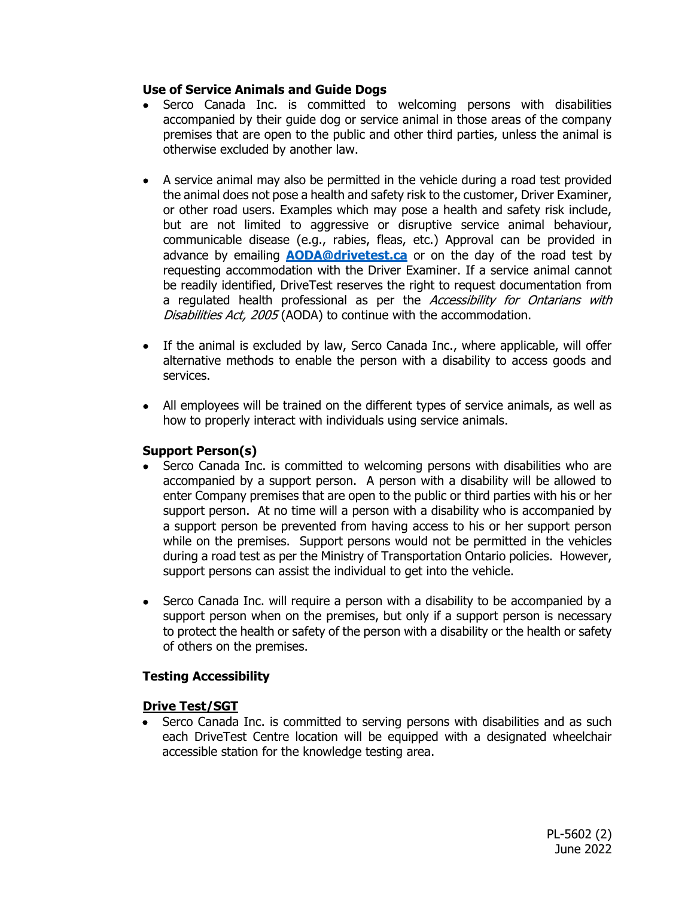**Use of Service Animals and Guide Dogs**

- Serco Canada Inc. is committed to welcoming persons with disabilities accompanied by their guide dog or service animal in those areas of the company premises that are open to the public and other third parties, unless the animal is otherwise excluded by another law.

- A service animal may also be permitted in the vehicle during a road test provided the animal does not pose a health and safety risk to the customer, Driver Examiner, or other road users. Examples which may pose a health and safety risk include, but are not limited to aggressive or disruptive service animal behaviour, communicable disease (e.g., rabies, fleas, etc.) Approval can be provided in advance by emailing **[AODA@drivetest.ca](mailto:AODA@drivetest.ca)** or on the day of the road test by requesting accommodation with the Driver Examiner. If a service animal cannot be readily identified, DriveTest reserves the right to request documentation from a regulated health professional as per the *Accessibility for Ontarians with Disabilities Act, 2005* (AODA) to continue with the accommodation.

- If the animal is excluded by law, Serco Canada Inc., where applicable, will offer alternative methods to enable the person with a disability to access goods and services.

- All employees will be trained on the different types of service animals, as well as how to properly interact with individuals using service animals.

**Support Person(s)**

- Serco Canada Inc. is committed to welcoming persons with disabilities who are accompanied by a support person. A person with a disability will be allowed to enter Company premises that are open to the public or third parties with his or her support person. At no time will a person with a disability who is accompanied by a support person be prevented from having access to his or her support person while on the premises. Support persons would not be permitted in the vehicles during a road test as per the Ministry of Transportation Ontario policies. However, support persons can assist the individual to get into the vehicle.

- Serco Canada Inc. will require a person with a disability to be accompanied by a support person when on the premises, but only if a support person is necessary to protect the health or safety of the person with a disability or the health or safety of others on the premises.

**Testing Accessibility**

**<u>Drive Test/SGT</u>**

- Serco Canada Inc. is committed to serving persons with disabilities and as such each DriveTest Centre location will be equipped with a designated wheelchair accessible station for the knowledge testing area.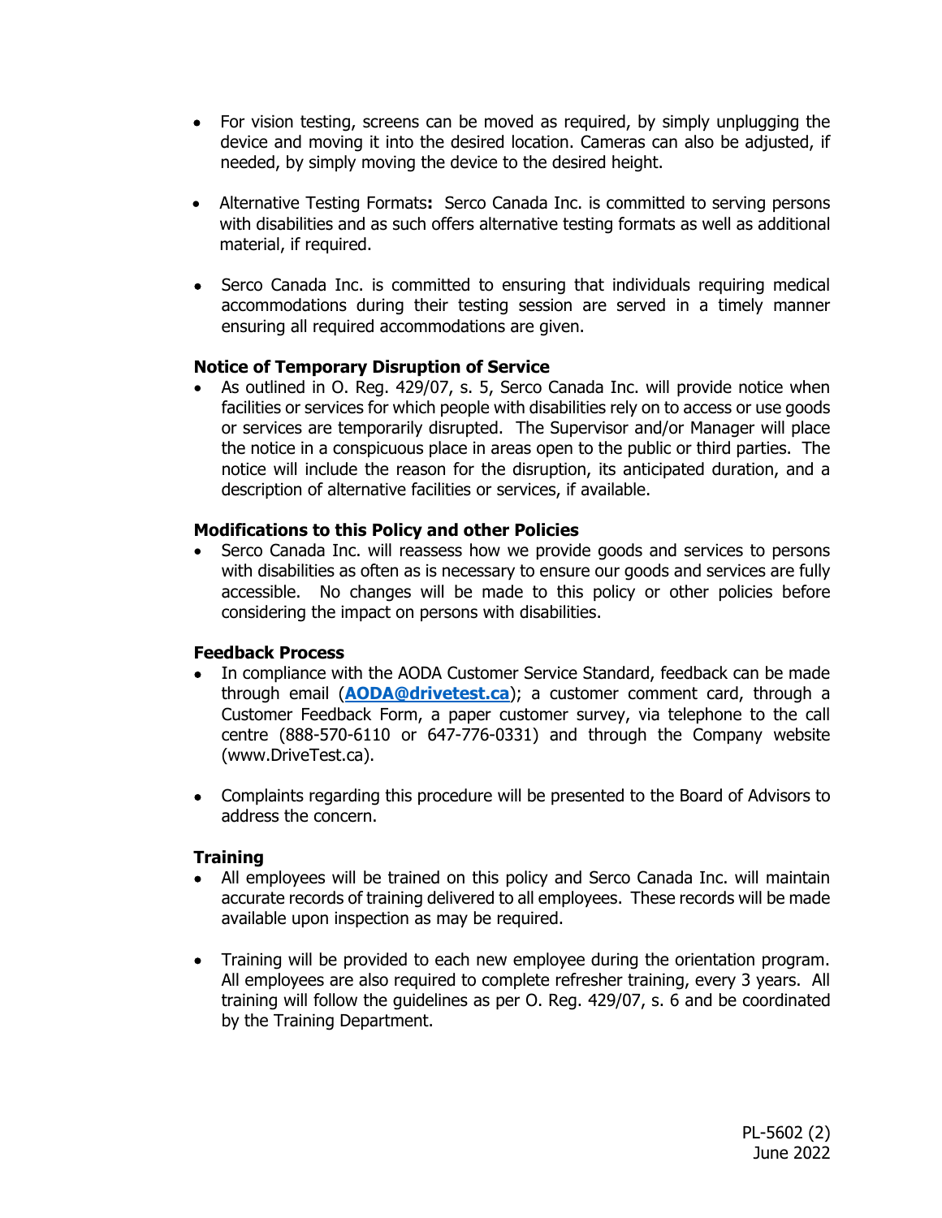- For vision testing, screens can be moved as required, by simply unplugging the device and moving it into the desired location. Cameras can also be adjusted, if needed, by simply moving the device to the desired height.

- Alternative Testing Formats**:** Serco Canada Inc. is committed to serving persons with disabilities and as such offers alternative testing formats as well as additional material, if required.

- Serco Canada Inc. is committed to ensuring that individuals requiring medical accommodations during their testing session are served in a timely manner ensuring all required accommodations are given.

**Notice of Temporary Disruption of Service**

- As outlined in O. Reg. 429/07, s. 5, Serco Canada Inc. will provide notice when facilities or services for which people with disabilities rely on to access or use goods or services are temporarily disrupted. The Supervisor and/or Manager will place the notice in a conspicuous place in areas open to the public or third parties. The notice will include the reason for the disruption, its anticipated duration, and a description of alternative facilities or services, if available.

**Modifications to this Policy and other Policies**

- Serco Canada Inc. will reassess how we provide goods and services to persons with disabilities as often as is necessary to ensure our goods and services are fully accessible. No changes will be made to this policy or other policies before considering the impact on persons with disabilities.

**Feedback Process**

- In compliance with the AODA Customer Service Standard, feedback can be made through email (**AODA@drivetest.ca**); a customer comment card, through a Customer Feedback Form, a paper customer survey, via telephone to the call centre (888-570-6110 or 647-776-0331) and through the Company website (www.DriveTest.ca).

- Complaints regarding this procedure will be presented to the Board of Advisors to address the concern.

**Training**

- All employees will be trained on this policy and Serco Canada Inc. will maintain accurate records of training delivered to all employees. These records will be made available upon inspection as may be required.

- Training will be provided to each new employee during the orientation program. All employees are also required to complete refresher training, every 3 years. All training will follow the guidelines as per O. Reg. 429/07, s. 6 and be coordinated by the Training Department.

PL-5602 (2)
June 2022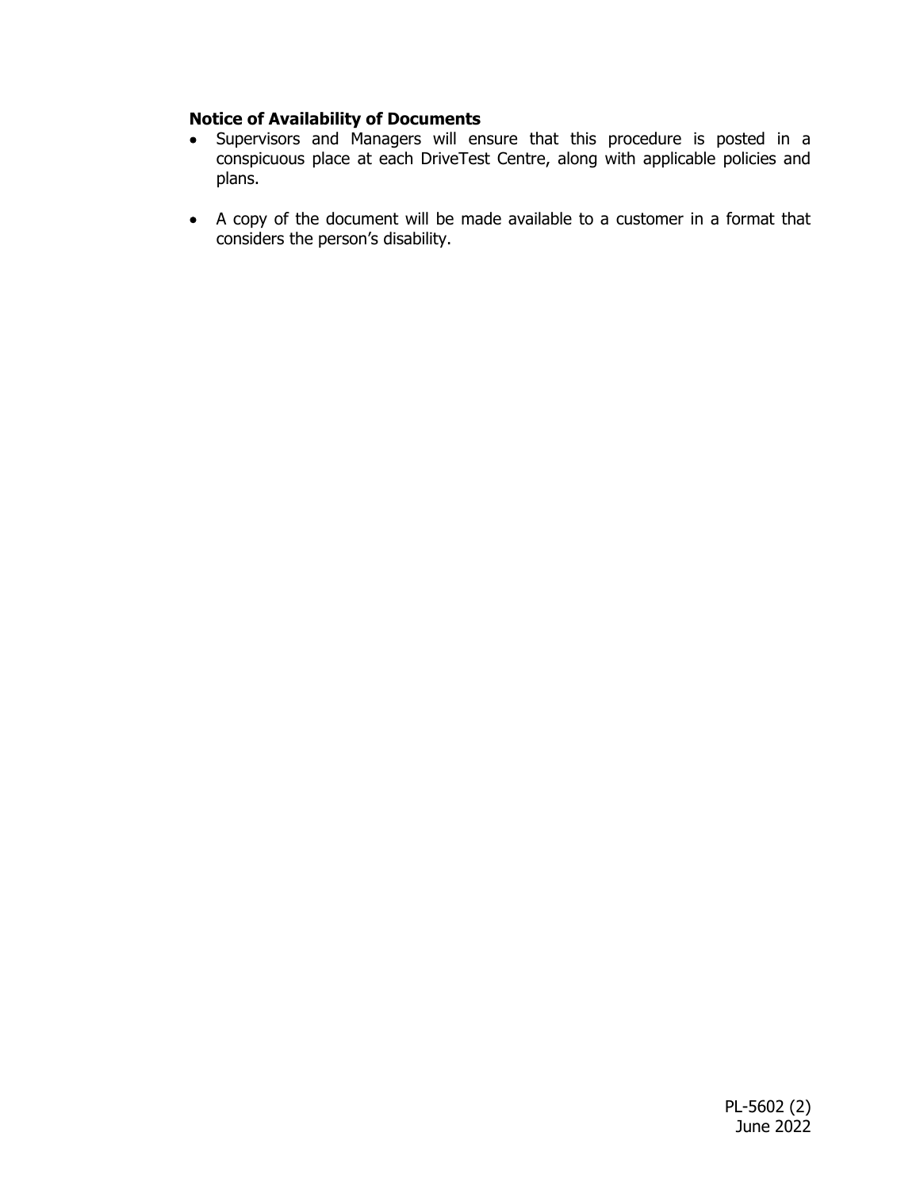**Notice of Availability of Documents**

- Supervisors and Managers will ensure that this procedure is posted in a conspicuous place at each DriveTest Centre, along with applicable policies and plans.
- A copy of the document will be made available to a customer in a format that considers the person's disability.

PL-5602 (2)
June 2022